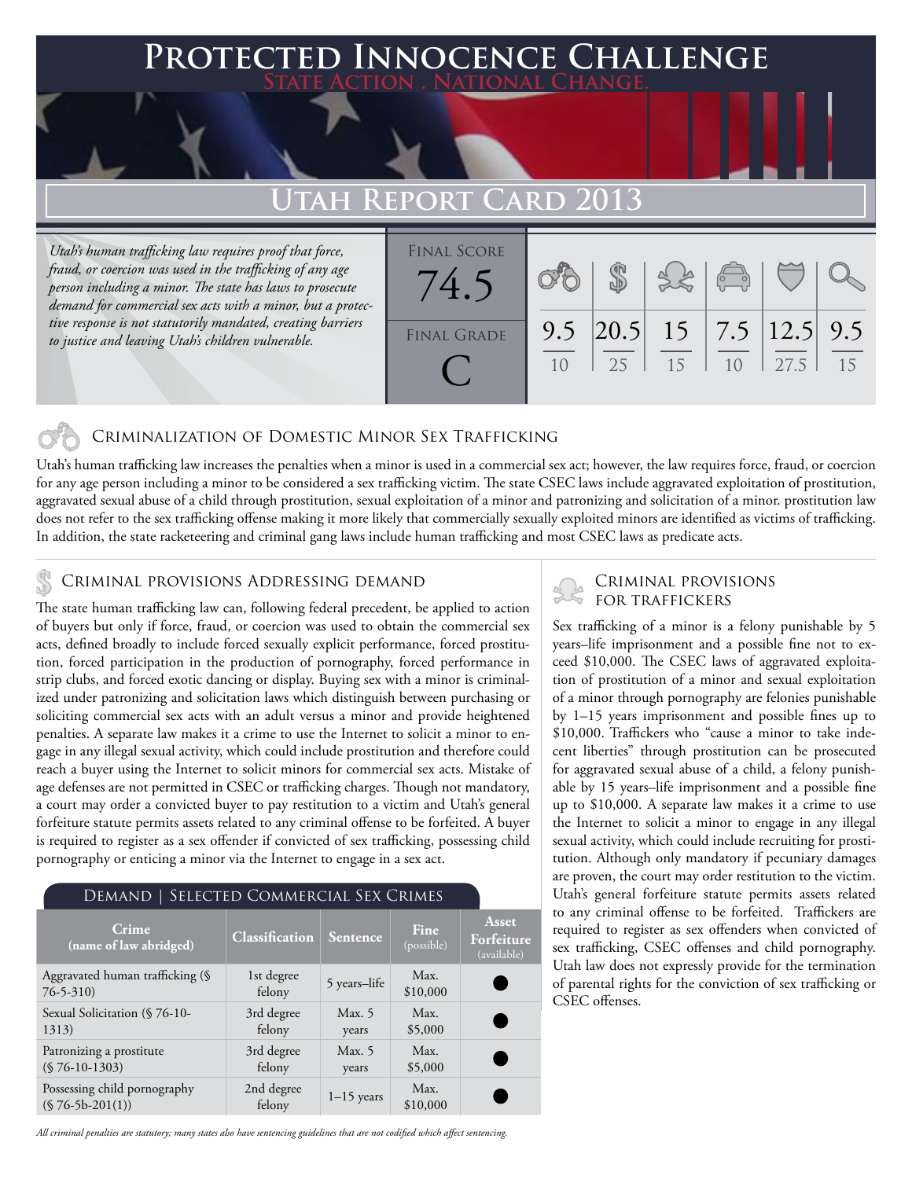# Protected Innocence Challenge

State Action . National Change.

## Utah Report Card 2013

*Utah's human trafficking law requires proof that force, fraud, or coercion was used in the trafficking of any age person including a minor. The state has laws to prosecute demand for commercial sex acts with a minor, but a protective response is not statutorily mandated, creating barriers to justice and leaving Utah's children vulnerable.*

Final Score: 74.5

Final Grade: C

| Criminalization of DMST | Demand | Traffickers | Facilitators | Protective Provisions | Investigation |
|---|---|---|---|---|---|
| 9.5 / 10 | 20.5 / 25 | 15 / 15 | 7.5 / 10 | 12.5 / 27.5 | 9.5 / 15 |

## Criminalization of Domestic Minor Sex Trafficking

Utah's human trafficking law increases the penalties when a minor is used in a commercial sex act; however, the law requires force, fraud, or coercion for any age person including a minor to be considered a sex trafficking victim. The state CSEC laws include aggravated exploitation of prostitution, aggravated sexual abuse of a child through prostitution, sexual exploitation of a minor and patronizing and solicitation of a minor. prostitution law does not refer to the sex trafficking offense making it more likely that commercially sexually exploited minors are identified as victims of trafficking. In addition, the state racketeering and criminal gang laws include human trafficking and most CSEC laws as predicate acts.

## Criminal provisions Addressing demand

The state human trafficking law can, following federal precedent, be applied to action of buyers but only if force, fraud, or coercion was used to obtain the commercial sex acts, defined broadly to include forced sexually explicit performance, forced prostitution, forced participation in the production of pornography, forced performance in strip clubs, and forced exotic dancing or display. Buying sex with a minor is criminalized under patronizing and solicitation laws which distinguish between purchasing or soliciting commercial sex acts with an adult versus a minor and provide heightened penalties. A separate law makes it a crime to use the Internet to solicit a minor to engage in any illegal sexual activity, which could include prostitution and therefore could reach a buyer using the Internet to solicit minors for commercial sex acts. Mistake of age defenses are not permitted in CSEC or trafficking charges. Though not mandatory, a court may order a convicted buyer to pay restitution to a victim and Utah's general forfeiture statute permits assets related to any criminal offense to be forfeited. A buyer is required to register as a sex offender if convicted of sex trafficking, possessing child pornography or enticing a minor via the Internet to engage in a sex act.

### Demand | Selected Commercial Sex Crimes

| Crime (name of law abridged) | Classification | Sentence | Fine (possible) | Asset Forfeiture (available) |
|---|---|---|---|---|
| Aggravated human trafficking (§ 76-5-310) | 1st degree felony | 5 years–life | Max. $10,000 | ● |
| Sexual Solicitation (§ 76-10-1313) | 3rd degree felony | Max. 5 years | Max. $5,000 | ● |
| Patronizing a prostitute (§ 76-10-1303) | 3rd degree felony | Max. 5 years | Max. $5,000 | ● |
| Possessing child pornography (§ 76-5b-201(1)) | 2nd degree felony | 1–15 years | Max. $10,000 | ● |

*All criminal penalties are statutory; many states also have sentencing guidelines that are not codified which affect sentencing.*

## Criminal provisions for traffickers

Sex trafficking of a minor is a felony punishable by 5 years–life imprisonment and a possible fine not to exceed $10,000. The CSEC laws of aggravated exploitation of prostitution of a minor and sexual exploitation of a minor through pornography are felonies punishable by 1–15 years imprisonment and possible fines up to $10,000. Traffickers who "cause a minor to take indecent liberties" through prostitution can be prosecuted for aggravated sexual abuse of a child, a felony punishable by 15 years–life imprisonment and a possible fine up to $10,000. A separate law makes it a crime to use the Internet to solicit a minor to engage in any illegal sexual activity, which could include recruiting for prostitution. Although only mandatory if pecuniary damages are proven, the court may order restitution to the victim. Utah's general forfeiture statute permits assets related to any criminal offense to be forfeited. Traffickers are required to register as sex offenders when convicted of sex trafficking, CSEC offenses and child pornography. Utah law does not expressly provide for the termination of parental rights for the conviction of sex trafficking or CSEC offenses.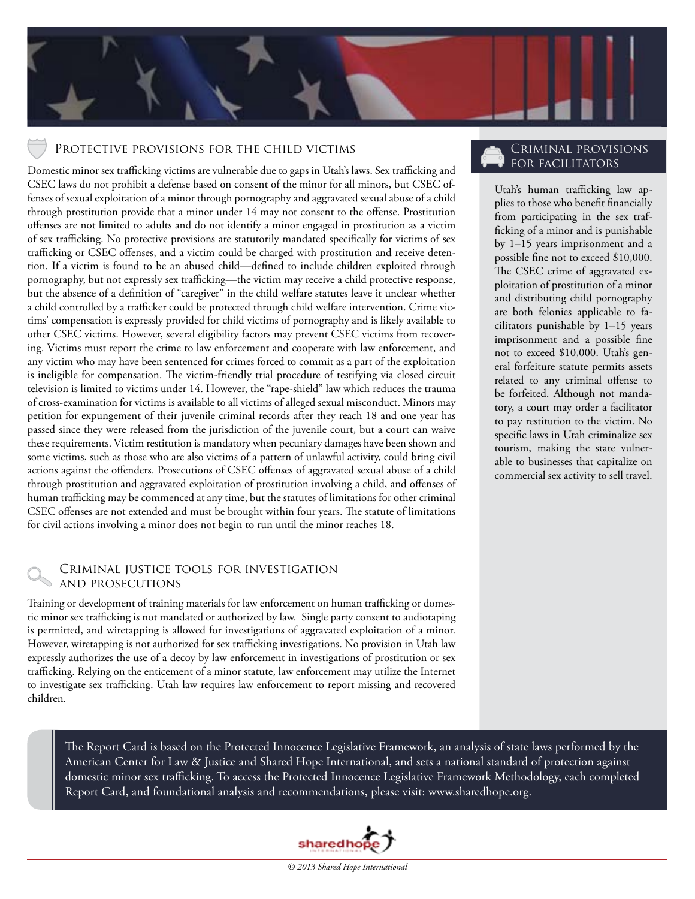## Protective provisions for the child victims

Domestic minor sex trafficking victims are vulnerable due to gaps in Utah's laws. Sex trafficking and CSEC laws do not prohibit a defense based on consent of the minor for all minors, but CSEC offenses of sexual exploitation of a minor through pornography and aggravated sexual abuse of a child through prostitution provide that a minor under 14 may not consent to the offense. Prostitution offenses are not limited to adults and do not identify a minor engaged in prostitution as a victim of sex trafficking. No protective provisions are statutorily mandated specifically for victims of sex trafficking or CSEC offenses, and a victim could be charged with prostitution and receive detention. If a victim is found to be an abused child—defined to include children exploited through pornography, but not expressly sex trafficking—the victim may receive a child protective response, but the absence of a definition of "caregiver" in the child welfare statutes leave it unclear whether a child controlled by a trafficker could be protected through child welfare intervention. Crime victims' compensation is expressly provided for child victims of pornography and is likely available to other CSEC victims. However, several eligibility factors may prevent CSEC victims from recovering. Victims must report the crime to law enforcement and cooperate with law enforcement, and any victim who may have been sentenced for crimes forced to commit as a part of the exploitation is ineligible for compensation. The victim-friendly trial procedure of testifying via closed circuit television is limited to victims under 14. However, the "rape-shield" law which reduces the trauma of cross-examination for victims is available to all victims of alleged sexual misconduct. Minors may petition for expungement of their juvenile criminal records after they reach 18 and one year has passed since they were released from the jurisdiction of the juvenile court, but a court can waive these requirements. Victim restitution is mandatory when pecuniary damages have been shown and some victims, such as those who are also victims of a pattern of unlawful activity, could bring civil actions against the offenders. Prosecutions of CSEC offenses of aggravated sexual abuse of a child through prostitution and aggravated exploitation of prostitution involving a child, and offenses of human trafficking may be commenced at any time, but the statutes of limitations for other criminal CSEC offenses are not extended and must be brought within four years. The statute of limitations for civil actions involving a minor does not begin to run until the minor reaches 18.

## Criminal justice tools for investigation and prosecutions

Training or development of training materials for law enforcement on human trafficking or domestic minor sex trafficking is not mandated or authorized by law. Single party consent to audiotaping is permitted, and wiretapping is allowed for investigations of aggravated exploitation of a minor. However, wiretapping is not authorized for sex trafficking investigations. No provision in Utah law expressly authorizes the use of a decoy by law enforcement in investigations of prostitution or sex trafficking. Relying on the enticement of a minor statute, law enforcement may utilize the Internet to investigate sex trafficking. Utah law requires law enforcement to report missing and recovered children.

## Criminal provisions for facilitators

Utah's human trafficking law applies to those who benefit financially from participating in the sex trafficking of a minor and is punishable by 1–15 years imprisonment and a possible fine not to exceed $10,000. The CSEC crime of aggravated exploitation of prostitution of a minor and distributing child pornography are both felonies applicable to facilitators punishable by 1–15 years imprisonment and a possible fine not to exceed $10,000. Utah's general forfeiture statute permits assets related to any criminal offense to be forfeited. Although not mandatory, a court may order a facilitator to pay restitution to the victim. No specific laws in Utah criminalize sex tourism, making the state vulnerable to businesses that capitalize on commercial sex activity to sell travel.

The Report Card is based on the Protected Innocence Legislative Framework, an analysis of state laws performed by the American Center for Law & Justice and Shared Hope International, and sets a national standard of protection against domestic minor sex trafficking. To access the Protected Innocence Legislative Framework Methodology, each completed Report Card, and foundational analysis and recommendations, please visit: www.sharedhope.org.

© 2013 Shared Hope International